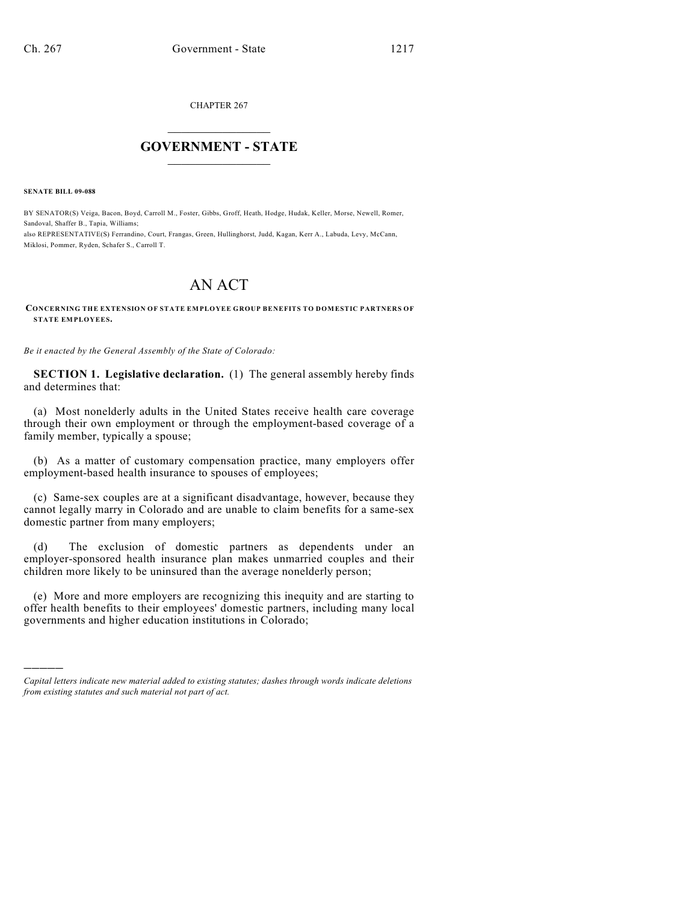CHAPTER 267

# GOVERNMENT - STATE

**SENATE BILL 09-088**

BY SENATOR(S) Veiga, Bacon, Boyd, Carroll M., Foster, Gibbs, Groff, Heath, Hodge, Hudak, Keller, Morse, Newell, Romer, Sandoval, Shaffer B., Tapia, Williams;
also REPRESENTATIVE(S) Ferrandino, Court, Frangas, Green, Hullinghorst, Judd, Kagan, Kerr A., Labuda, Levy, McCann, Miklosi, Pommer, Ryden, Schafer S., Carroll T.

# AN ACT

**CONCERNING THE EXTENSION OF STATE EMPLOYEE GROUP BENEFITS TO DOMESTIC PARTNERS OF STATE EMPLOYEES.**

*Be it enacted by the General Assembly of the State of Colorado:*

**SECTION 1. Legislative declaration.** (1) The general assembly hereby finds and determines that:

(a) Most nonelderly adults in the United States receive health care coverage through their own employment or through the employment-based coverage of a family member, typically a spouse;

(b) As a matter of customary compensation practice, many employers offer employment-based health insurance to spouses of employees;

(c) Same-sex couples are at a significant disadvantage, however, because they cannot legally marry in Colorado and are unable to claim benefits for a same-sex domestic partner from many employers;

(d) The exclusion of domestic partners as dependents under an employer-sponsored health insurance plan makes unmarried couples and their children more likely to be uninsured than the average nonelderly person;

(e) More and more employers are recognizing this inequity and are starting to offer health benefits to their employees' domestic partners, including many local governments and higher education institutions in Colorado;

---

*Capital letters indicate new material added to existing statutes; dashes through words indicate deletions from existing statutes and such material not part of act.*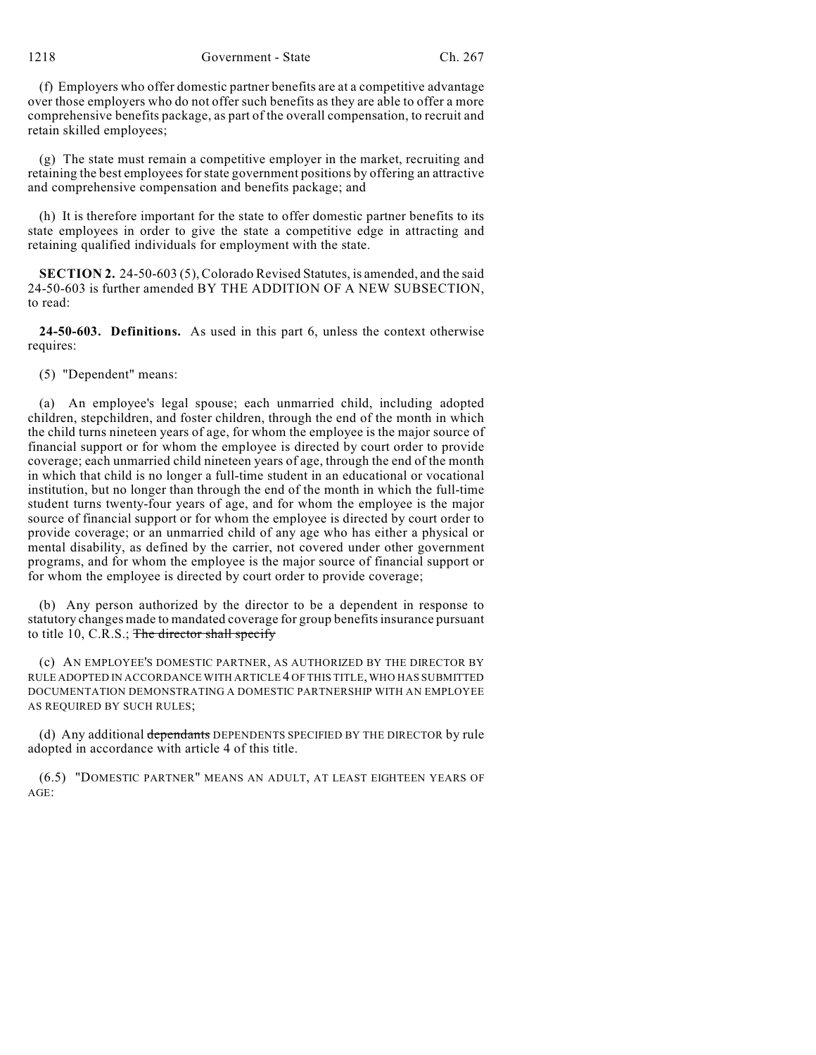(f) Employers who offer domestic partner benefits are at a competitive advantage over those employers who do not offer such benefits as they are able to offer a more comprehensive benefits package, as part of the overall compensation, to recruit and retain skilled employees;

(g) The state must remain a competitive employer in the market, recruiting and retaining the best employees for state government positions by offering an attractive and comprehensive compensation and benefits package; and

(h) It is therefore important for the state to offer domestic partner benefits to its state employees in order to give the state a competitive edge in attracting and retaining qualified individuals for employment with the state.

**SECTION 2.** 24-50-603 (5), Colorado Revised Statutes, is amended, and the said 24-50-603 is further amended BY THE ADDITION OF A NEW SUBSECTION, to read:

**24-50-603. Definitions.** As used in this part 6, unless the context otherwise requires:

(5) "Dependent" means:

(a) An employee's legal spouse; each unmarried child, including adopted children, stepchildren, and foster children, through the end of the month in which the child turns nineteen years of age, for whom the employee is the major source of financial support or for whom the employee is directed by court order to provide coverage; each unmarried child nineteen years of age, through the end of the month in which that child is no longer a full-time student in an educational or vocational institution, but no longer than through the end of the month in which the full-time student turns twenty-four years of age, and for whom the employee is the major source of financial support or for whom the employee is directed by court order to provide coverage; or an unmarried child of any age who has either a physical or mental disability, as defined by the carrier, not covered under other government programs, and for whom the employee is the major source of financial support or for whom the employee is directed by court order to provide coverage;

(b) Any person authorized by the director to be a dependent in response to statutory changes made to mandated coverage for group benefits insurance pursuant to title 10, C.R.S.; ~~The director shall specify~~

(c) AN EMPLOYEE'S DOMESTIC PARTNER, AS AUTHORIZED BY THE DIRECTOR BY RULE ADOPTED IN ACCORDANCE WITH ARTICLE 4 OF THIS TITLE, WHO HAS SUBMITTED DOCUMENTATION DEMONSTRATING A DOMESTIC PARTNERSHIP WITH AN EMPLOYEE AS REQUIRED BY SUCH RULES;

(d) Any additional ~~dependants~~ DEPENDENTS SPECIFIED BY THE DIRECTOR by rule adopted in accordance with article 4 of this title.

(6.5) "DOMESTIC PARTNER" MEANS AN ADULT, AT LEAST EIGHTEEN YEARS OF AGE: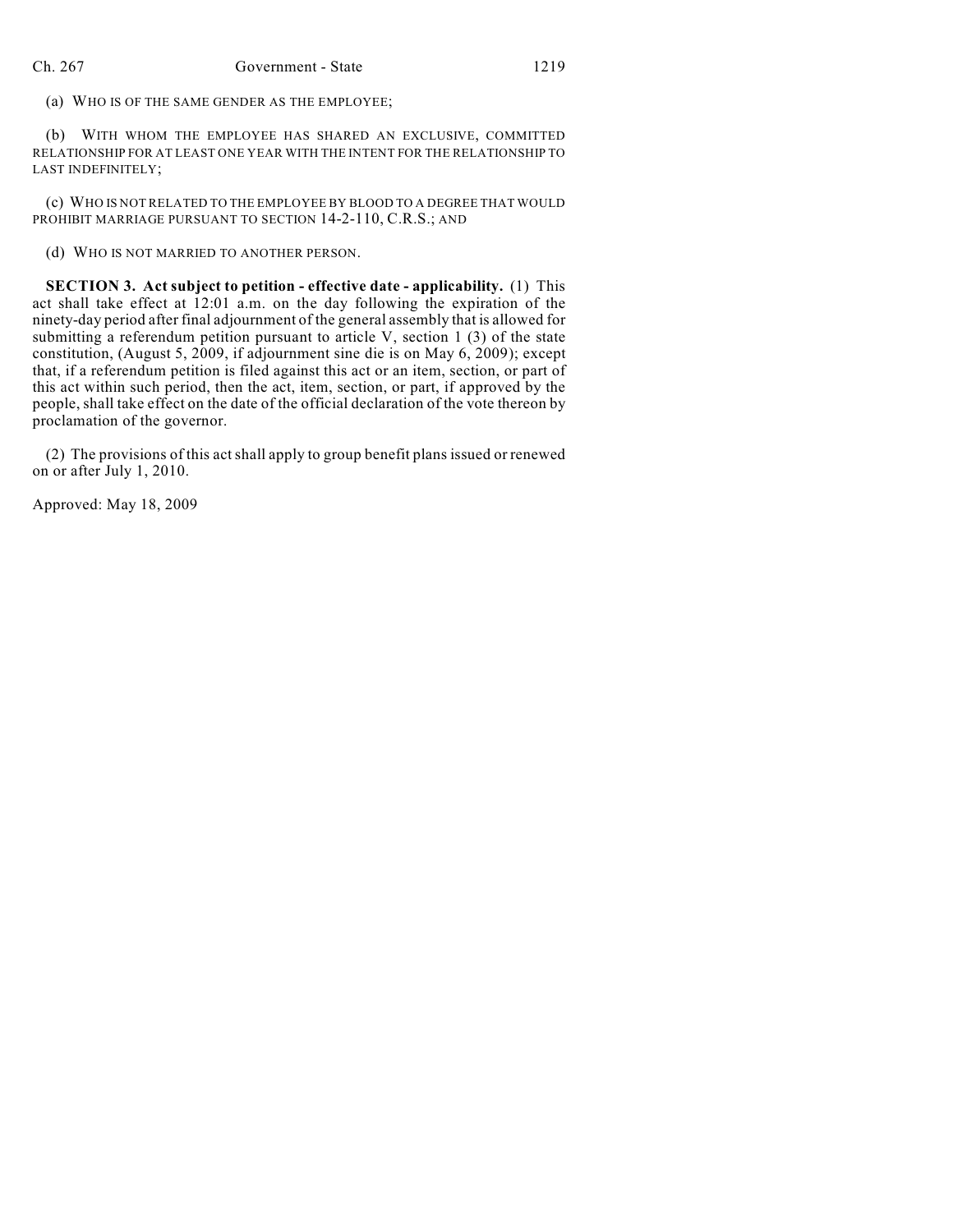(a) WHO IS OF THE SAME GENDER AS THE EMPLOYEE;

(b) WITH WHOM THE EMPLOYEE HAS SHARED AN EXCLUSIVE, COMMITTED RELATIONSHIP FOR AT LEAST ONE YEAR WITH THE INTENT FOR THE RELATIONSHIP TO LAST INDEFINITELY;

(c) WHO IS NOT RELATED TO THE EMPLOYEE BY BLOOD TO A DEGREE THAT WOULD PROHIBIT MARRIAGE PURSUANT TO SECTION 14-2-110, C.R.S.; AND

(d) WHO IS NOT MARRIED TO ANOTHER PERSON.

**SECTION 3. Act subject to petition - effective date - applicability.** (1) This act shall take effect at 12:01 a.m. on the day following the expiration of the ninety-day period after final adjournment of the general assembly that is allowed for submitting a referendum petition pursuant to article V, section 1 (3) of the state constitution, (August 5, 2009, if adjournment sine die is on May 6, 2009); except that, if a referendum petition is filed against this act or an item, section, or part of this act within such period, then the act, item, section, or part, if approved by the people, shall take effect on the date of the official declaration of the vote thereon by proclamation of the governor.

(2) The provisions of this act shall apply to group benefit plans issued or renewed on or after July 1, 2010.

Approved: May 18, 2009